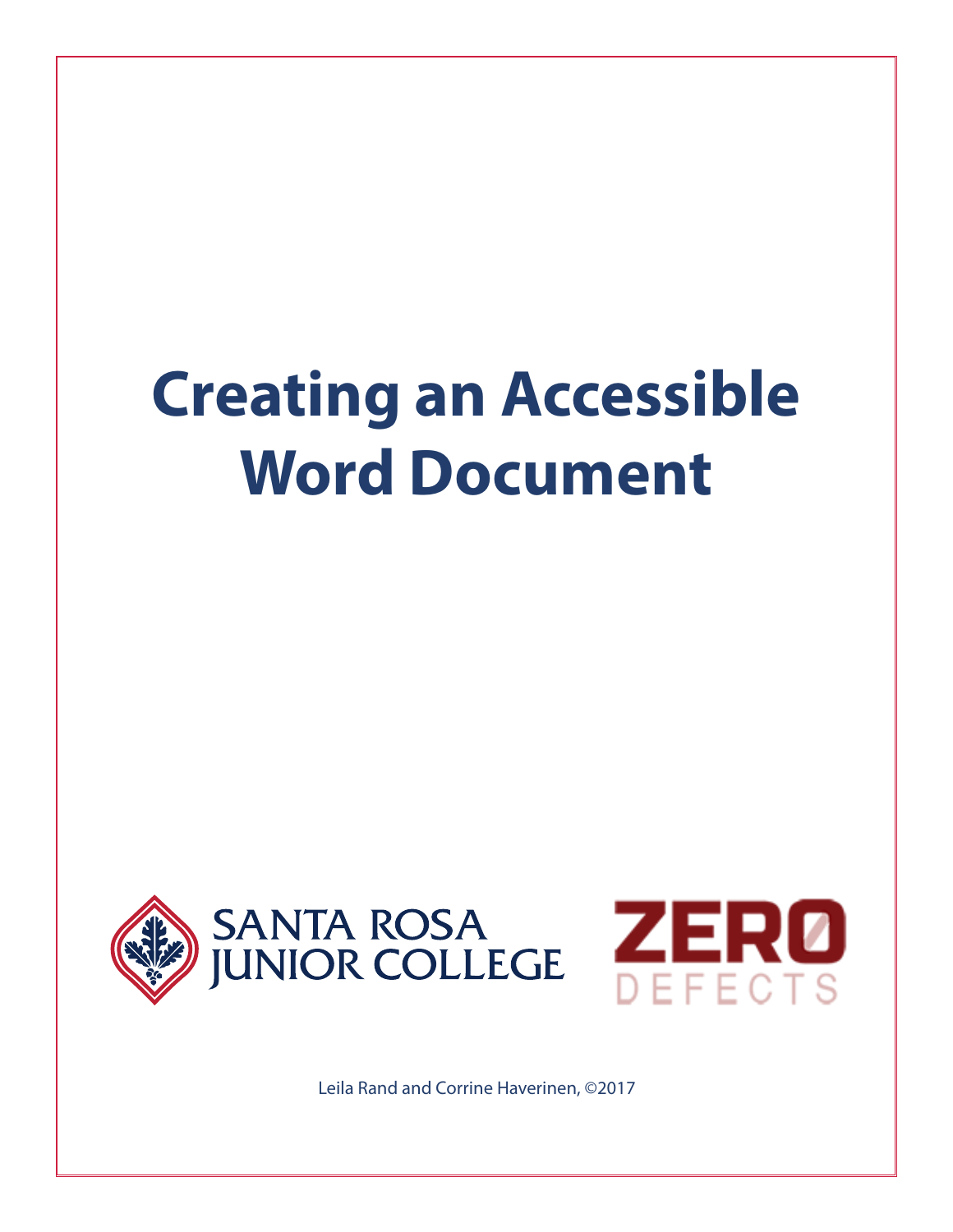# Creating an Accessible Word Document

SANTA ROSA JUNIOR COLLEGE

ZERO DEFECTS

Leila Rand and Corrine Haverinen, ©2017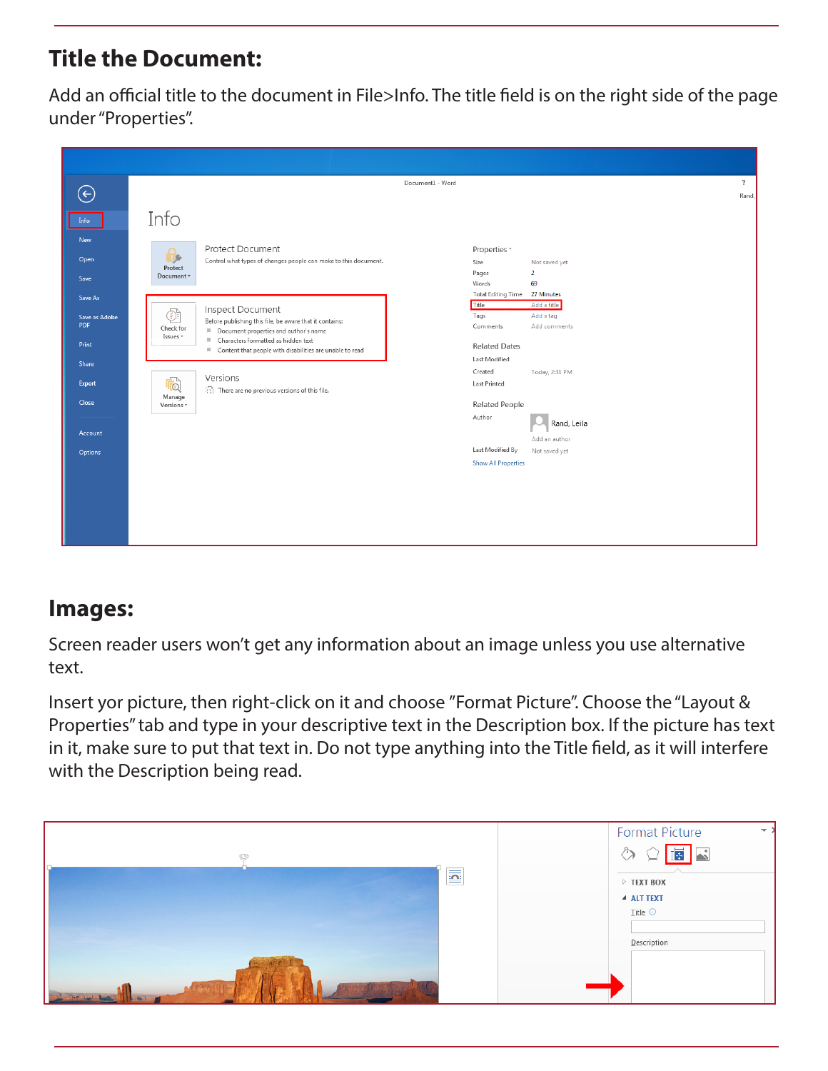## Title the Document:

Add an official title to the document in File>Info. The title field is on the right side of the page under "Properties".

## Images:

Screen reader users won't get any information about an image unless you use alternative text.

Insert yor picture, then right-click on it and choose "Format Picture". Choose the "Layout & Properties" tab and type in your descriptive text in the Description box. If the picture has text in it, make sure to put that text in. Do not type anything into the Title field, as it will interfere with the Description being read.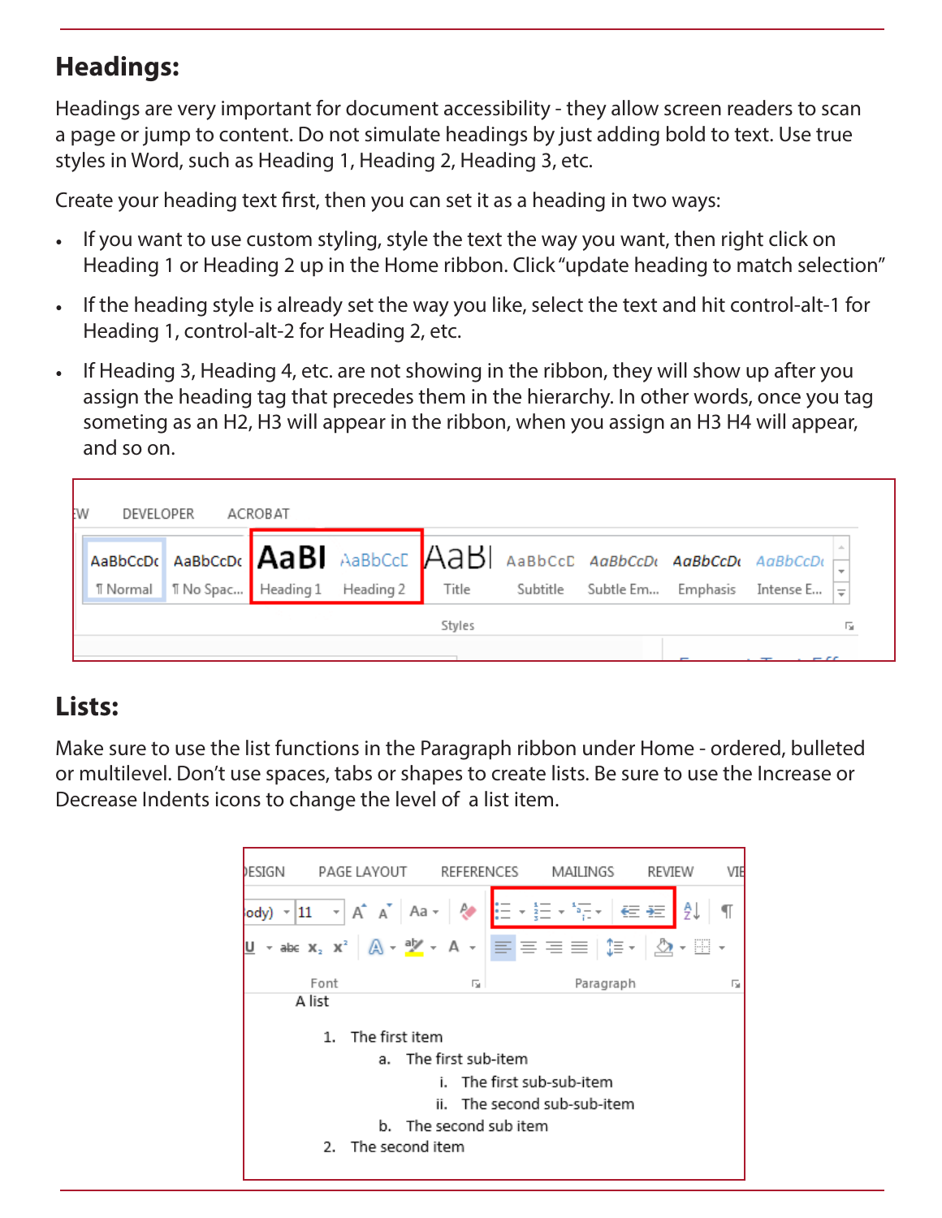## Headings:

Headings are very important for document accessibility - they allow screen readers to scan a page or jump to content. Do not simulate headings by just adding bold to text. Use true styles in Word, such as Heading 1, Heading 2, Heading 3, etc.

Create your heading text first, then you can set it as a heading in two ways:

- If you want to use custom styling, style the text the way you want, then right click on Heading 1 or Heading 2 up in the Home ribbon. Click "update heading to match selection"
- If the heading style is already set the way you like, select the text and hit control-alt-1 for Heading 1, control-alt-2 for Heading 2, etc.
- If Heading 3, Heading 4, etc. are not showing in the ribbon, they will show up after you assign the heading tag that precedes them in the hierarchy. In other words, once you tag someting as an H2, H3 will appear in the ribbon, when you assign an H3 H4 will appear, and so on.

## Lists:

Make sure to use the list functions in the Paragraph ribbon under Home - ordered, bulleted or multilevel. Don't use spaces, tabs or shapes to create lists. Be sure to use the Increase or Decrease Indents icons to change the level of a list item.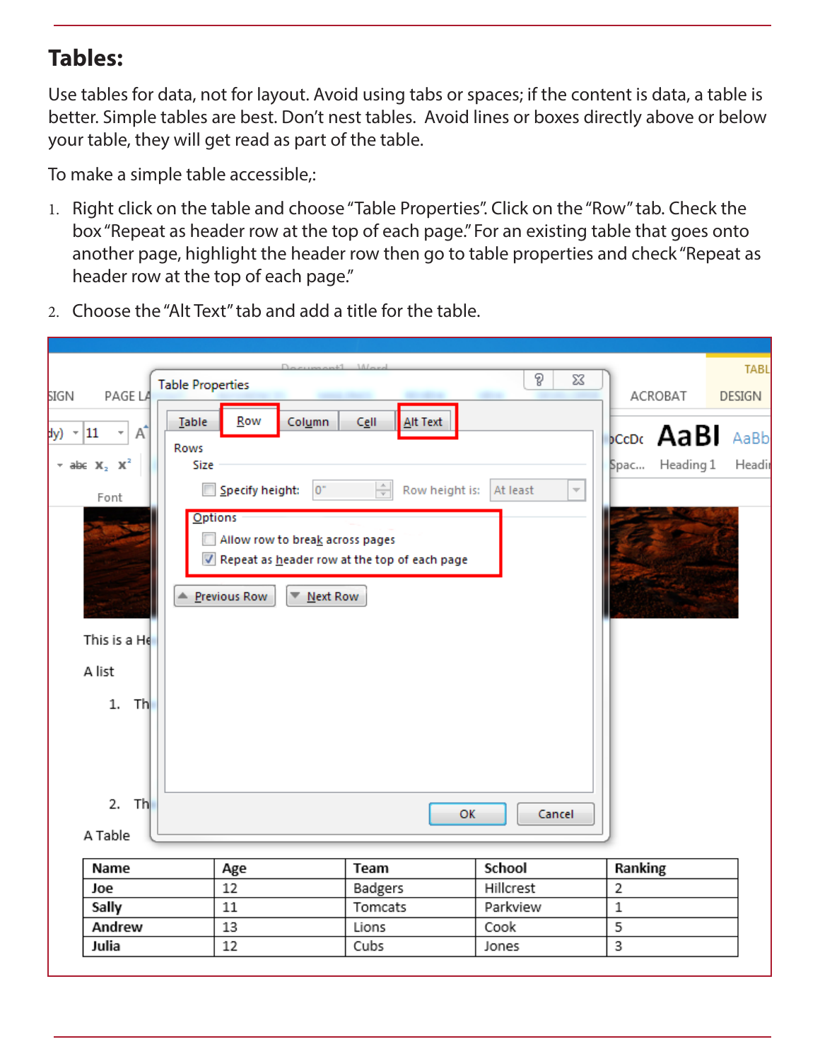## Tables:

Use tables for data, not for layout. Avoid using tabs or spaces; if the content is data, a table is better. Simple tables are best. Don't nest tables. Avoid lines or boxes directly above or below your table, they will get read as part of the table.

To make a simple table accessible,:

1. Right click on the table and choose "Table Properties". Click on the "Row" tab. Check the box "Repeat as header row at the top of each page." For an existing table that goes onto another page, highlight the header row then go to table properties and check "Repeat as header row at the top of each page."
2. Choose the "Alt Text" tab and add a title for the table.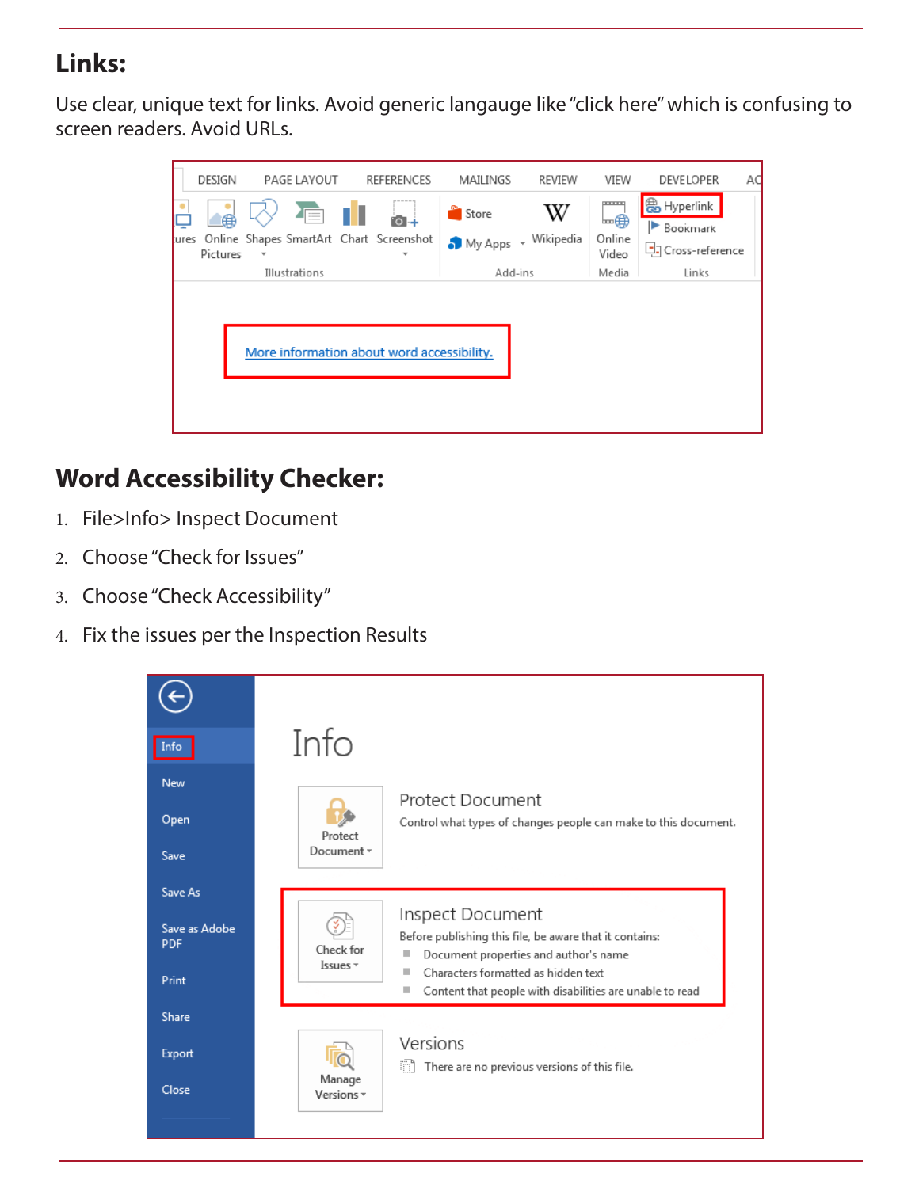## Links:

Use clear, unique text for links. Avoid generic langauge like "click here" which is confusing to screen readers. Avoid URLs.

## Word Accessibility Checker:

1. File>Info> Inspect Document
2. Choose "Check for Issues"
3. Choose "Check Accessibility"
4. Fix the issues per the Inspection Results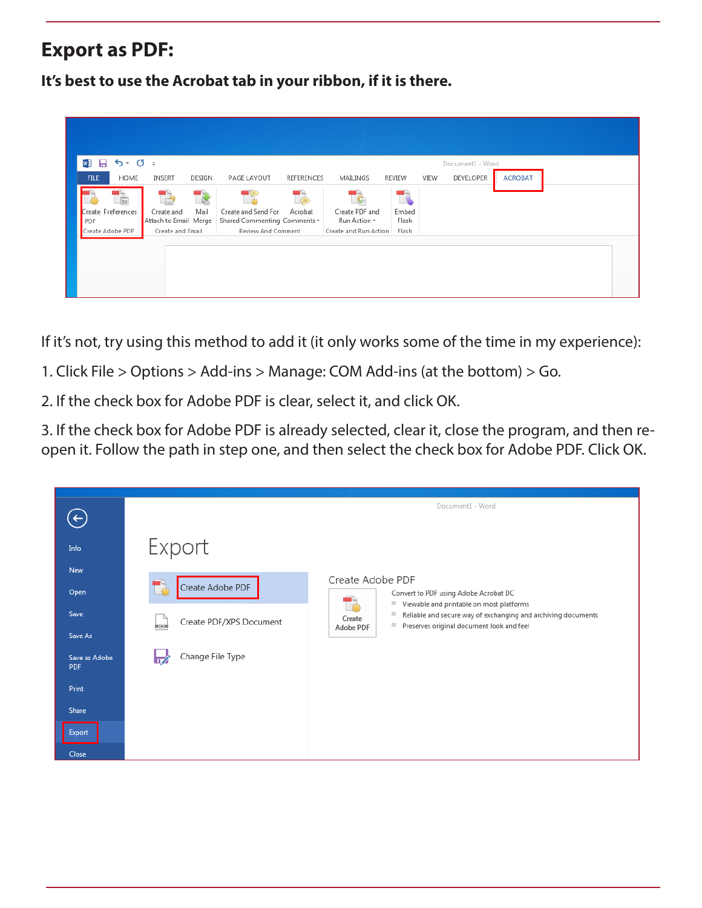# Export as PDF:

**It's best to use the Acrobat tab in your ribbon, if it is there.**

If it's not, try using this method to add it (it only works some of the time in my experience):

1. Click File > Options > Add-ins > Manage: COM Add-ins (at the bottom) > Go.

2. If the check box for Adobe PDF is clear, select it, and click OK.

3. If the check box for Adobe PDF is already selected, clear it, close the program, and then re-open it. Follow the path in step one, and then select the check box for Adobe PDF. Click OK.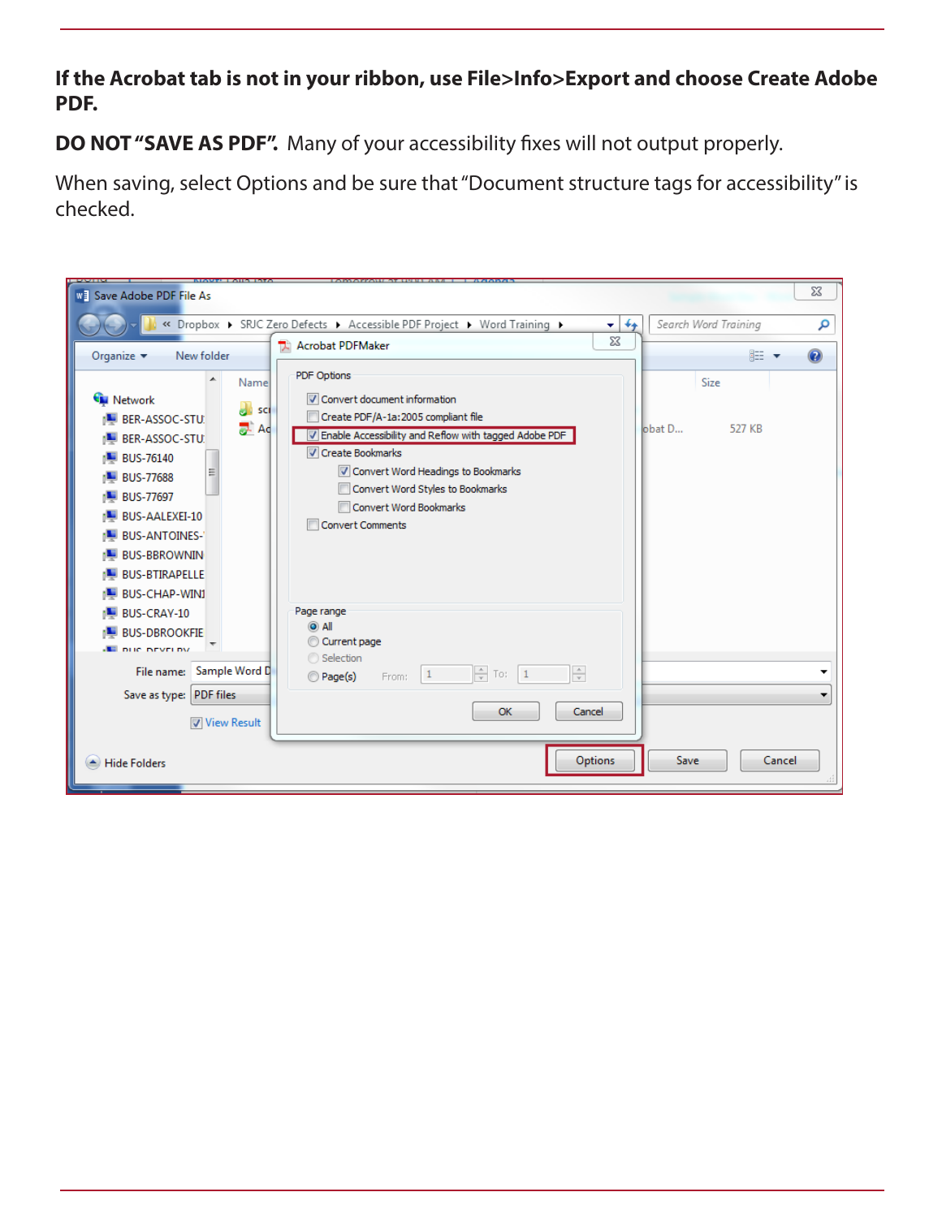**If the Acrobat tab is not in your ribbon, use File>Info>Export and choose Create Adobe PDF.**

**DO NOT "SAVE AS PDF".** Many of your accessibility fixes will not output properly.

When saving, select Options and be sure that "Document structure tags for accessibility" is checked.